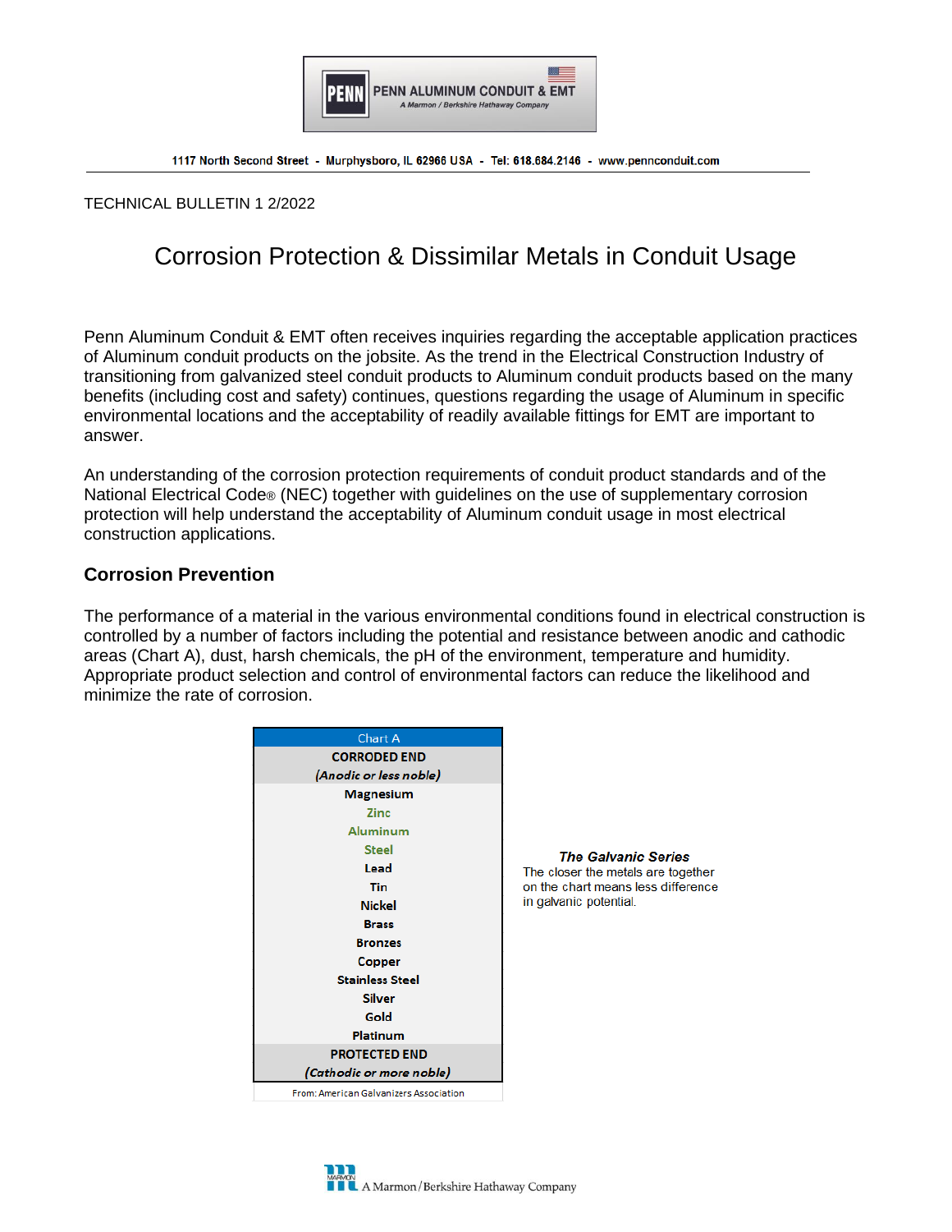PENN ALUMINUM CONDUIT & EMT
A Marmon / Berkshire Hathaway Company

1117 North Second Street - Murphysboro, IL 62966 USA - Tel: 618.684.2146 - www.pennconduit.com

TECHNICAL BULLETIN 1 2/2022

# Corrosion Protection & Dissimilar Metals in Conduit Usage

Penn Aluminum Conduit & EMT often receives inquiries regarding the acceptable application practices of Aluminum conduit products on the jobsite. As the trend in the Electrical Construction Industry of transitioning from galvanized steel conduit products to Aluminum conduit products based on the many benefits (including cost and safety) continues, questions regarding the usage of Aluminum in specific environmental locations and the acceptability of readily available fittings for EMT are important to answer.

An understanding of the corrosion protection requirements of conduit product standards and of the National Electrical Code® (NEC) together with guidelines on the use of supplementary corrosion protection will help understand the acceptability of Aluminum conduit usage in most electrical construction applications.

## Corrosion Prevention

The performance of a material in the various environmental conditions found in electrical construction is controlled by a number of factors including the potential and resistance between anodic and cathodic areas (Chart A), dust, harsh chemicals, the pH of the environment, temperature and humidity. Appropriate product selection and control of environmental factors can reduce the likelihood and minimize the rate of corrosion.

| Chart A |
|---|
| **CORRODED END** |
| ***(Anodic or less noble)*** |
| Magnesium |
| Zinc |
| Aluminum |
| Steel |
| Lead |
| Tin |
| Nickel |
| Brass |
| Bronzes |
| Copper |
| Stainless Steel |
| Silver |
| Gold |
| Platinum |
| **PROTECTED END** |
| ***(Cathodic or more noble)*** |
| From: American Galvanizers Association |

***The Galvanic Series***
The closer the metals are together on the chart means less difference in galvanic potential.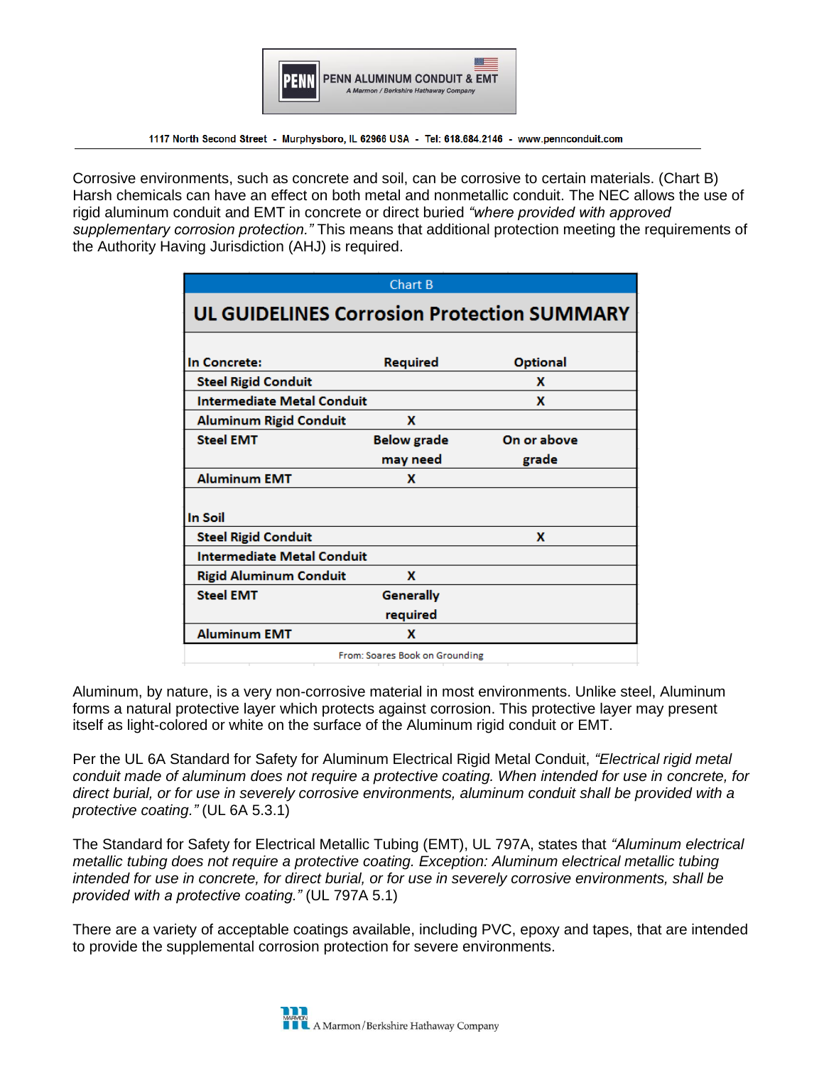Corrosive environments, such as concrete and soil, can be corrosive to certain materials. (Chart B) Harsh chemicals can have an effect on both metal and nonmetallic conduit. The NEC allows the use of rigid aluminum conduit and EMT in concrete or direct buried *"where provided with approved supplementary corrosion protection."* This means that additional protection meeting the requirements of the Authority Having Jurisdiction (AHJ) is required.

**Chart B**

**UL GUIDELINES Corrosion Protection SUMMARY**

| In Concrete: | Required | Optional |
|---|---|---|
| Steel Rigid Conduit | | X |
| Intermediate Metal Conduit | | X |
| Aluminum Rigid Conduit | X | |
| Steel EMT | Below grade may need | On or above grade |
| Aluminum EMT | X | |
| **In Soil** | | |
| Steel Rigid Conduit | | X |
| Intermediate Metal Conduit | | |
| Rigid Aluminum Conduit | X | |
| Steel EMT | Generally required | |
| Aluminum EMT | X | |

From: Soares Book on Grounding

Aluminum, by nature, is a very non-corrosive material in most environments. Unlike steel, Aluminum forms a natural protective layer which protects against corrosion. This protective layer may present itself as light-colored or white on the surface of the Aluminum rigid conduit or EMT.

Per the UL 6A Standard for Safety for Aluminum Electrical Rigid Metal Conduit, *"Electrical rigid metal conduit made of aluminum does not require a protective coating. When intended for use in concrete, for direct burial, or for use in severely corrosive environments, aluminum conduit shall be provided with a protective coating."* (UL 6A 5.3.1)

The Standard for Safety for Electrical Metallic Tubing (EMT), UL 797A, states that *"Aluminum electrical metallic tubing does not require a protective coating. Exception: Aluminum electrical metallic tubing intended for use in concrete, for direct burial, or for use in severely corrosive environments, shall be provided with a protective coating."* (UL 797A 5.1)

There are a variety of acceptable coatings available, including PVC, epoxy and tapes, that are intended to provide the supplemental corrosion protection for severe environments.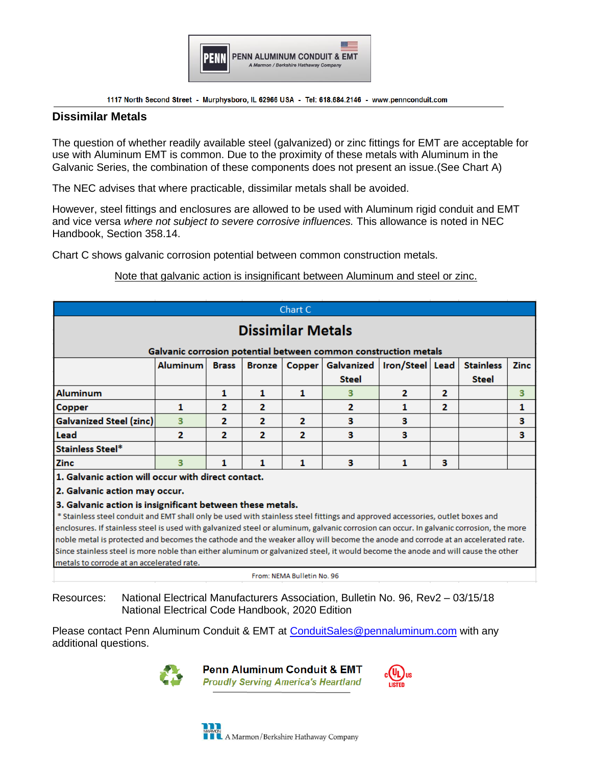PENN ALUMINUM CONDUIT & EMT
A Marmon / Berkshire Hathaway Company

1117 North Second Street - Murphysboro, IL 62966 USA - Tel: 618.684.2146 - www.pennconduit.com

## Dissimilar Metals

The question of whether readily available steel (galvanized) or zinc fittings for EMT are acceptable for use with Aluminum EMT is common. Due to the proximity of these metals with Aluminum in the Galvanic Series, the combination of these components does not present an issue.(See Chart A)

The NEC advises that where practicable, dissimilar metals shall be avoided.

However, steel fittings and enclosures are allowed to be used with Aluminum rigid conduit and EMT and vice versa *where not subject to severe corrosive influences.* This allowance is noted in NEC Handbook, Section 358.14.

Chart C shows galvanic corrosion potential between common construction metals.

Note that galvanic action is insignificant between Aluminum and steel or zinc.

Chart C

**Dissimilar Metals**

**Galvanic corrosion potential between common construction metals**

| | Aluminum | Brass | Bronze | Copper | Galvanized Steel | Iron/Steel | Lead | Stainless Steel | Zinc |
|---|---|---|---|---|---|---|---|---|---|
| **Aluminum** | | 1 | 1 | 1 | 3 | 2 | 2 | | 3 |
| **Copper** | 1 | 2 | 2 | | 2 | 1 | 2 | | 1 |
| **Galvanized Steel (zinc)** | 3 | 2 | 2 | 2 | 3 | 3 | | | 3 |
| **Lead** | 2 | 2 | 2 | 2 | 3 | 3 | | | 3 |
| **Stainless Steel*** | | | | | | | | | |
| **Zinc** | 3 | 1 | 1 | 1 | 3 | 1 | 3 | | |

**1. Galvanic action will occur with direct contact.**

**2. Galvanic action may occur.**

**3. Galvanic action is insignificant between these metals.**

* Stainless steel conduit and EMT shall only be used with stainless steel fittings and approved accessories, outlet boxes and enclosures. If stainless steel is used with galvanized steel or aluminum, galvanic corrosion can occur. In galvanic corrosion, the more noble metal is protected and becomes the cathode and the weaker alloy will become the anode and corrode at an accelerated rate. Since stainless steel is more noble than either aluminum or galvanized steel, it would become the anode and will cause the other metals to corrode at an accelerated rate.

From: NEMA Bulletin No. 96

Resources: National Electrical Manufacturers Association, Bulletin No. 96, Rev2 – 03/15/18
National Electrical Code Handbook, 2020 Edition

Please contact Penn Aluminum Conduit & EMT at ConduitSales@pennaluminum.com with any additional questions.

Penn Aluminum Conduit & EMT
*Proudly Serving America's Heartland*

A Marmon/Berkshire Hathaway Company